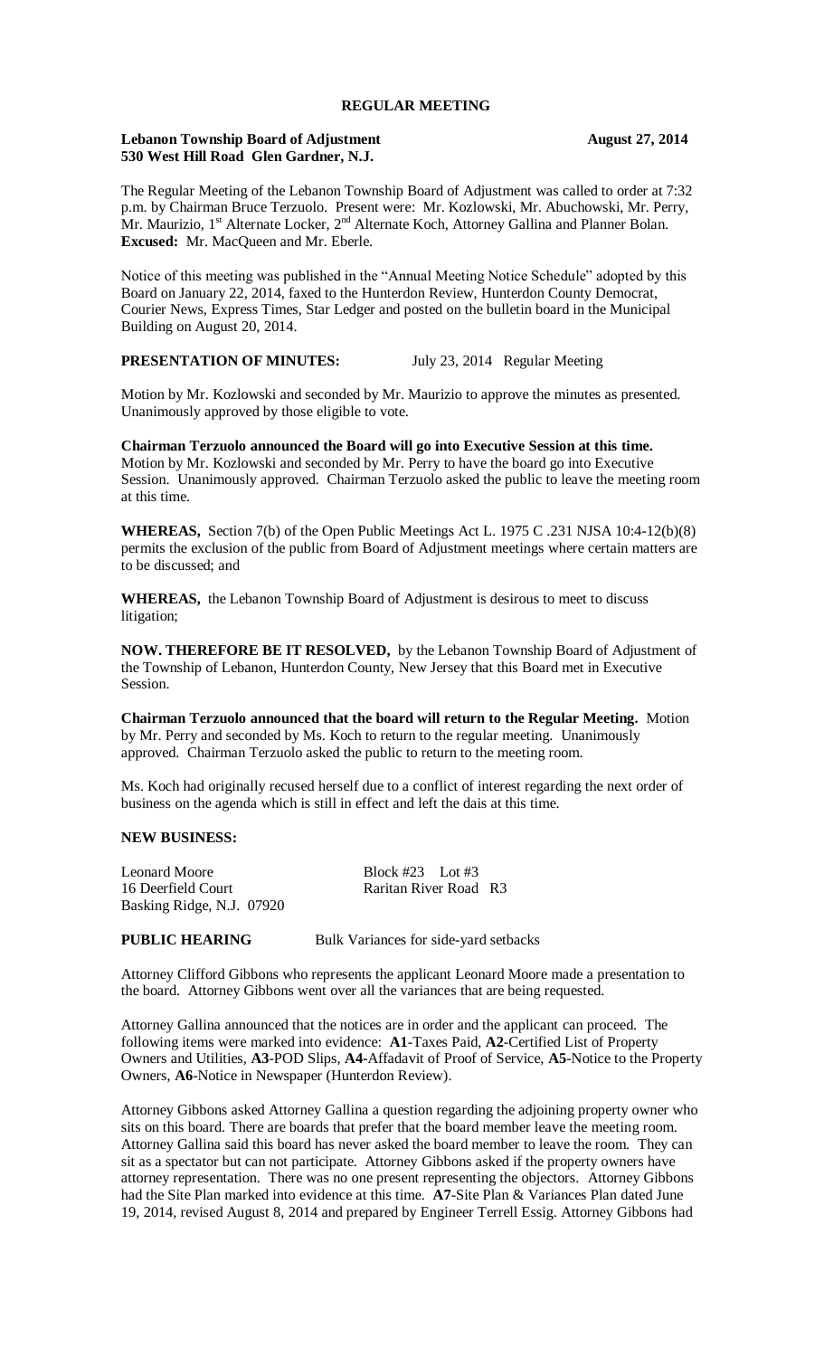# REGULAR MEETING

**Lebanon Township Board of Adjustment** **August 27, 2014**
**530 West Hill Road Glen Gardner, N.J.**

The Regular Meeting of the Lebanon Township Board of Adjustment was called to order at 7:32 p.m. by Chairman Bruce Terzuolo. Present were: Mr. Kozlowski, Mr. Abuchowski, Mr. Perry, Mr. Maurizio, 1st Alternate Locker, 2nd Alternate Koch, Attorney Gallina and Planner Bolan. **Excused:** Mr. MacQueen and Mr. Eberle.

Notice of this meeting was published in the "Annual Meeting Notice Schedule" adopted by this Board on January 22, 2014, faxed to the Hunterdon Review, Hunterdon County Democrat, Courier News, Express Times, Star Ledger and posted on the bulletin board in the Municipal Building on August 20, 2014.

**PRESENTATION OF MINUTES:** July 23, 2014 Regular Meeting

Motion by Mr. Kozlowski and seconded by Mr. Maurizio to approve the minutes as presented. Unanimously approved by those eligible to vote.

**Chairman Terzuolo announced the Board will go into Executive Session at this time.** Motion by Mr. Kozlowski and seconded by Mr. Perry to have the board go into Executive Session. Unanimously approved. Chairman Terzuolo asked the public to leave the meeting room at this time.

**WHEREAS,** Section 7(b) of the Open Public Meetings Act L. 1975 C .231 NJSA 10:4-12(b)(8) permits the exclusion of the public from Board of Adjustment meetings where certain matters are to be discussed; and

**WHEREAS,** the Lebanon Township Board of Adjustment is desirous to meet to discuss litigation;

**NOW. THEREFORE BE IT RESOLVED,** by the Lebanon Township Board of Adjustment of the Township of Lebanon, Hunterdon County, New Jersey that this Board met in Executive Session.

**Chairman Terzuolo announced that the board will return to the Regular Meeting.** Motion by Mr. Perry and seconded by Ms. Koch to return to the regular meeting. Unanimously approved. Chairman Terzuolo asked the public to return to the meeting room.

Ms. Koch had originally recused herself due to a conflict of interest regarding the next order of business on the agenda which is still in effect and left the dais at this time.

**NEW BUSINESS:**

Leonard Moore Block #23 Lot #3
16 Deerfield Court Raritan River Road R3
Basking Ridge, N.J. 07920

**PUBLIC HEARING** Bulk Variances for side-yard setbacks

Attorney Clifford Gibbons who represents the applicant Leonard Moore made a presentation to the board. Attorney Gibbons went over all the variances that are being requested.

Attorney Gallina announced that the notices are in order and the applicant can proceed. The following items were marked into evidence: **A1**-Taxes Paid, **A2**-Certified List of Property Owners and Utilities, **A3**-POD Slips, **A4**-Affadavit of Proof of Service, **A5**-Notice to the Property Owners, **A6**-Notice in Newspaper (Hunterdon Review).

Attorney Gibbons asked Attorney Gallina a question regarding the adjoining property owner who sits on this board. There are boards that prefer that the board member leave the meeting room. Attorney Gallina said this board has never asked the board member to leave the room. They can sit as a spectator but can not participate. Attorney Gibbons asked if the property owners have attorney representation. There was no one present representing the objectors. Attorney Gibbons had the Site Plan marked into evidence at this time. **A7**-Site Plan & Variances Plan dated June 19, 2014, revised August 8, 2014 and prepared by Engineer Terrell Essig. Attorney Gibbons had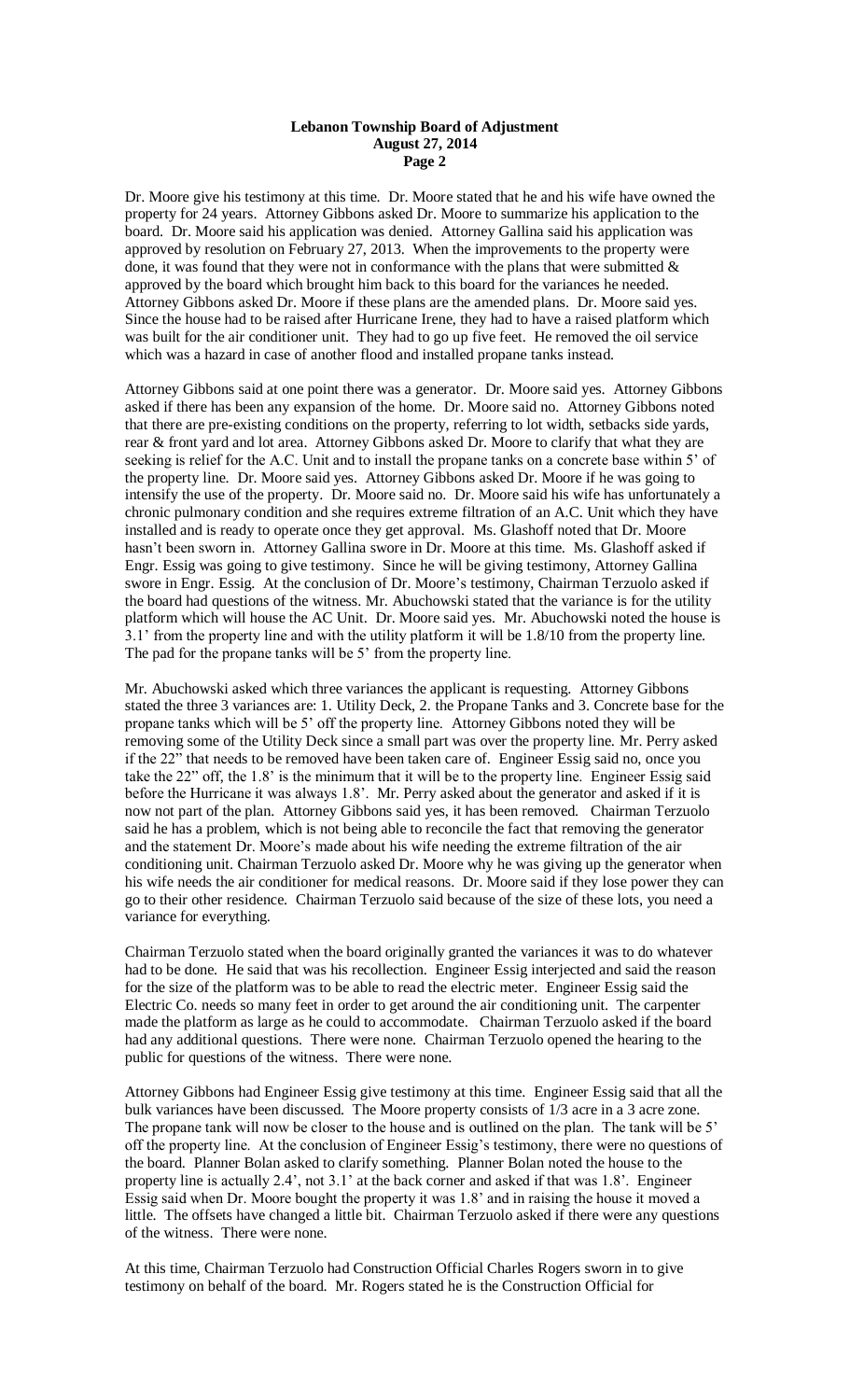Dr. Moore give his testimony at this time. Dr. Moore stated that he and his wife have owned the property for 24 years. Attorney Gibbons asked Dr. Moore to summarize his application to the board. Dr. Moore said his application was denied. Attorney Gallina said his application was approved by resolution on February 27, 2013. When the improvements to the property were done, it was found that they were not in conformance with the plans that were submitted & approved by the board which brought him back to this board for the variances he needed. Attorney Gibbons asked Dr. Moore if these plans are the amended plans. Dr. Moore said yes. Since the house had to be raised after Hurricane Irene, they had to have a raised platform which was built for the air conditioner unit. They had to go up five feet. He removed the oil service which was a hazard in case of another flood and installed propane tanks instead.

Attorney Gibbons said at one point there was a generator. Dr. Moore said yes. Attorney Gibbons asked if there has been any expansion of the home. Dr. Moore said no. Attorney Gibbons noted that there are pre-existing conditions on the property, referring to lot width, setbacks side yards, rear & front yard and lot area. Attorney Gibbons asked Dr. Moore to clarify that what they are seeking is relief for the A.C. Unit and to install the propane tanks on a concrete base within 5' of the property line. Dr. Moore said yes. Attorney Gibbons asked Dr. Moore if he was going to intensify the use of the property. Dr. Moore said no. Dr. Moore said his wife has unfortunately a chronic pulmonary condition and she requires extreme filtration of an A.C. Unit which they have installed and is ready to operate once they get approval. Ms. Glashoff noted that Dr. Moore hasn't been sworn in. Attorney Gallina swore in Dr. Moore at this time. Ms. Glashoff asked if Engr. Essig was going to give testimony. Since he will be giving testimony, Attorney Gallina swore in Engr. Essig. At the conclusion of Dr. Moore's testimony, Chairman Terzuolo asked if the board had questions of the witness. Mr. Abuchowski stated that the variance is for the utility platform which will house the AC Unit. Dr. Moore said yes. Mr. Abuchowski noted the house is 3.1' from the property line and with the utility platform it will be 1.8/10 from the property line. The pad for the propane tanks will be 5' from the property line.

Mr. Abuchowski asked which three variances the applicant is requesting. Attorney Gibbons stated the three 3 variances are: 1. Utility Deck, 2. the Propane Tanks and 3. Concrete base for the propane tanks which will be 5' off the property line. Attorney Gibbons noted they will be removing some of the Utility Deck since a small part was over the property line. Mr. Perry asked if the 22" that needs to be removed have been taken care of. Engineer Essig said no, once you take the 22" off, the 1.8' is the minimum that it will be to the property line. Engineer Essig said before the Hurricane it was always 1.8'. Mr. Perry asked about the generator and asked if it is now not part of the plan. Attorney Gibbons said yes, it has been removed. Chairman Terzuolo said he has a problem, which is not being able to reconcile the fact that removing the generator and the statement Dr. Moore's made about his wife needing the extreme filtration of the air conditioning unit. Chairman Terzuolo asked Dr. Moore why he was giving up the generator when his wife needs the air conditioner for medical reasons. Dr. Moore said if they lose power they can go to their other residence. Chairman Terzuolo said because of the size of these lots, you need a variance for everything.

Chairman Terzuolo stated when the board originally granted the variances it was to do whatever had to be done. He said that was his recollection. Engineer Essig interjected and said the reason for the size of the platform was to be able to read the electric meter. Engineer Essig said the Electric Co. needs so many feet in order to get around the air conditioning unit. The carpenter made the platform as large as he could to accommodate. Chairman Terzuolo asked if the board had any additional questions. There were none. Chairman Terzuolo opened the hearing to the public for questions of the witness. There were none.

Attorney Gibbons had Engineer Essig give testimony at this time. Engineer Essig said that all the bulk variances have been discussed. The Moore property consists of 1/3 acre in a 3 acre zone. The propane tank will now be closer to the house and is outlined on the plan. The tank will be 5' off the property line. At the conclusion of Engineer Essig's testimony, there were no questions of the board. Planner Bolan asked to clarify something. Planner Bolan noted the house to the property line is actually 2.4', not 3.1' at the back corner and asked if that was 1.8'. Engineer Essig said when Dr. Moore bought the property it was 1.8' and in raising the house it moved a little. The offsets have changed a little bit. Chairman Terzuolo asked if there were any questions of the witness. There were none.

At this time, Chairman Terzuolo had Construction Official Charles Rogers sworn in to give testimony on behalf of the board. Mr. Rogers stated he is the Construction Official for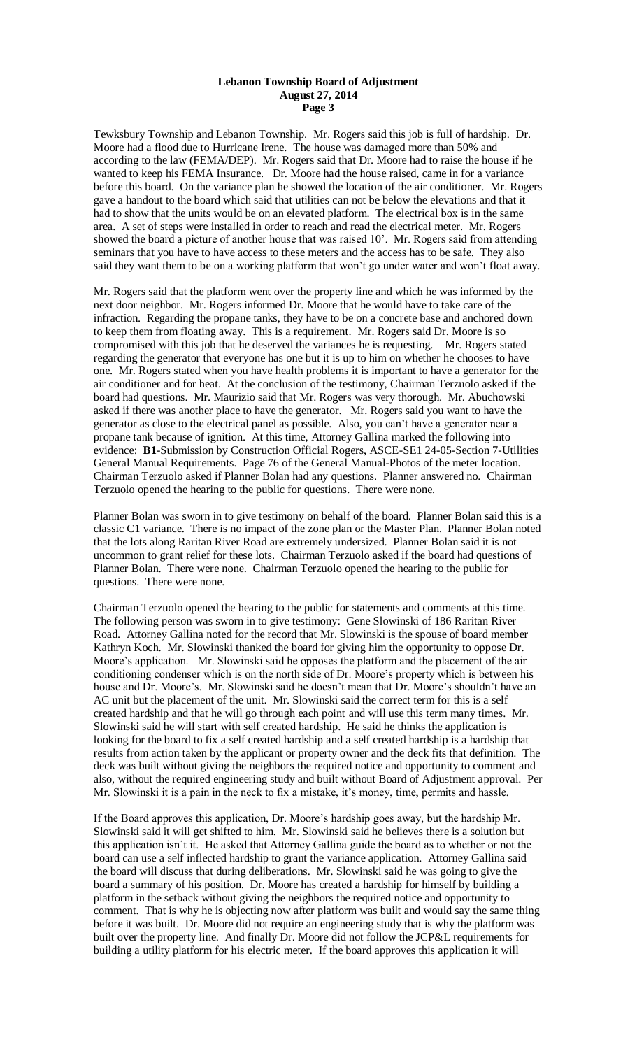Tewksbury Township and Lebanon Township. Mr. Rogers said this job is full of hardship. Dr. Moore had a flood due to Hurricane Irene. The house was damaged more than 50% and according to the law (FEMA/DEP). Mr. Rogers said that Dr. Moore had to raise the house if he wanted to keep his FEMA Insurance. Dr. Moore had the house raised, came in for a variance before this board. On the variance plan he showed the location of the air conditioner. Mr. Rogers gave a handout to the board which said that utilities can not be below the elevations and that it had to show that the units would be on an elevated platform. The electrical box is in the same area. A set of steps were installed in order to reach and read the electrical meter. Mr. Rogers showed the board a picture of another house that was raised 10'. Mr. Rogers said from attending seminars that you have to have access to these meters and the access has to be safe. They also said they want them to be on a working platform that won't go under water and won't float away.

Mr. Rogers said that the platform went over the property line and which he was informed by the next door neighbor. Mr. Rogers informed Dr. Moore that he would have to take care of the infraction. Regarding the propane tanks, they have to be on a concrete base and anchored down to keep them from floating away. This is a requirement. Mr. Rogers said Dr. Moore is so compromised with this job that he deserved the variances he is requesting. Mr. Rogers stated regarding the generator that everyone has one but it is up to him on whether he chooses to have one. Mr. Rogers stated when you have health problems it is important to have a generator for the air conditioner and for heat. At the conclusion of the testimony, Chairman Terzuolo asked if the board had questions. Mr. Maurizio said that Mr. Rogers was very thorough. Mr. Abuchowski asked if there was another place to have the generator. Mr. Rogers said you want to have the generator as close to the electrical panel as possible. Also, you can't have a generator near a propane tank because of ignition. At this time, Attorney Gallina marked the following into evidence: **B1**-Submission by Construction Official Rogers, ASCE-SE1 24-05-Section 7-Utilities General Manual Requirements. Page 76 of the General Manual-Photos of the meter location. Chairman Terzuolo asked if Planner Bolan had any questions. Planner answered no. Chairman Terzuolo opened the hearing to the public for questions. There were none.

Planner Bolan was sworn in to give testimony on behalf of the board. Planner Bolan said this is a classic C1 variance. There is no impact of the zone plan or the Master Plan. Planner Bolan noted that the lots along Raritan River Road are extremely undersized. Planner Bolan said it is not uncommon to grant relief for these lots. Chairman Terzuolo asked if the board had questions of Planner Bolan. There were none. Chairman Terzuolo opened the hearing to the public for questions. There were none.

Chairman Terzuolo opened the hearing to the public for statements and comments at this time. The following person was sworn in to give testimony: Gene Slowinski of 186 Raritan River Road. Attorney Gallina noted for the record that Mr. Slowinski is the spouse of board member Kathryn Koch. Mr. Slowinski thanked the board for giving him the opportunity to oppose Dr. Moore's application. Mr. Slowinski said he opposes the platform and the placement of the air conditioning condenser which is on the north side of Dr. Moore's property which is between his house and Dr. Moore's. Mr. Slowinski said he doesn't mean that Dr. Moore's shouldn't have an AC unit but the placement of the unit. Mr. Slowinski said the correct term for this is a self created hardship and that he will go through each point and will use this term many times. Mr. Slowinski said he will start with self created hardship. He said he thinks the application is looking for the board to fix a self created hardship and a self created hardship is a hardship that results from action taken by the applicant or property owner and the deck fits that definition. The deck was built without giving the neighbors the required notice and opportunity to comment and also, without the required engineering study and built without Board of Adjustment approval. Per Mr. Slowinski it is a pain in the neck to fix a mistake, it's money, time, permits and hassle.

If the Board approves this application, Dr. Moore's hardship goes away, but the hardship Mr. Slowinski said it will get shifted to him. Mr. Slowinski said he believes there is a solution but this application isn't it. He asked that Attorney Gallina guide the board as to whether or not the board can use a self inflected hardship to grant the variance application. Attorney Gallina said the board will discuss that during deliberations. Mr. Slowinski said he was going to give the board a summary of his position. Dr. Moore has created a hardship for himself by building a platform in the setback without giving the neighbors the required notice and opportunity to comment. That is why he is objecting now after platform was built and would say the same thing before it was built. Dr. Moore did not require an engineering study that is why the platform was built over the property line. And finally Dr. Moore did not follow the JCP&L requirements for building a utility platform for his electric meter. If the board approves this application it will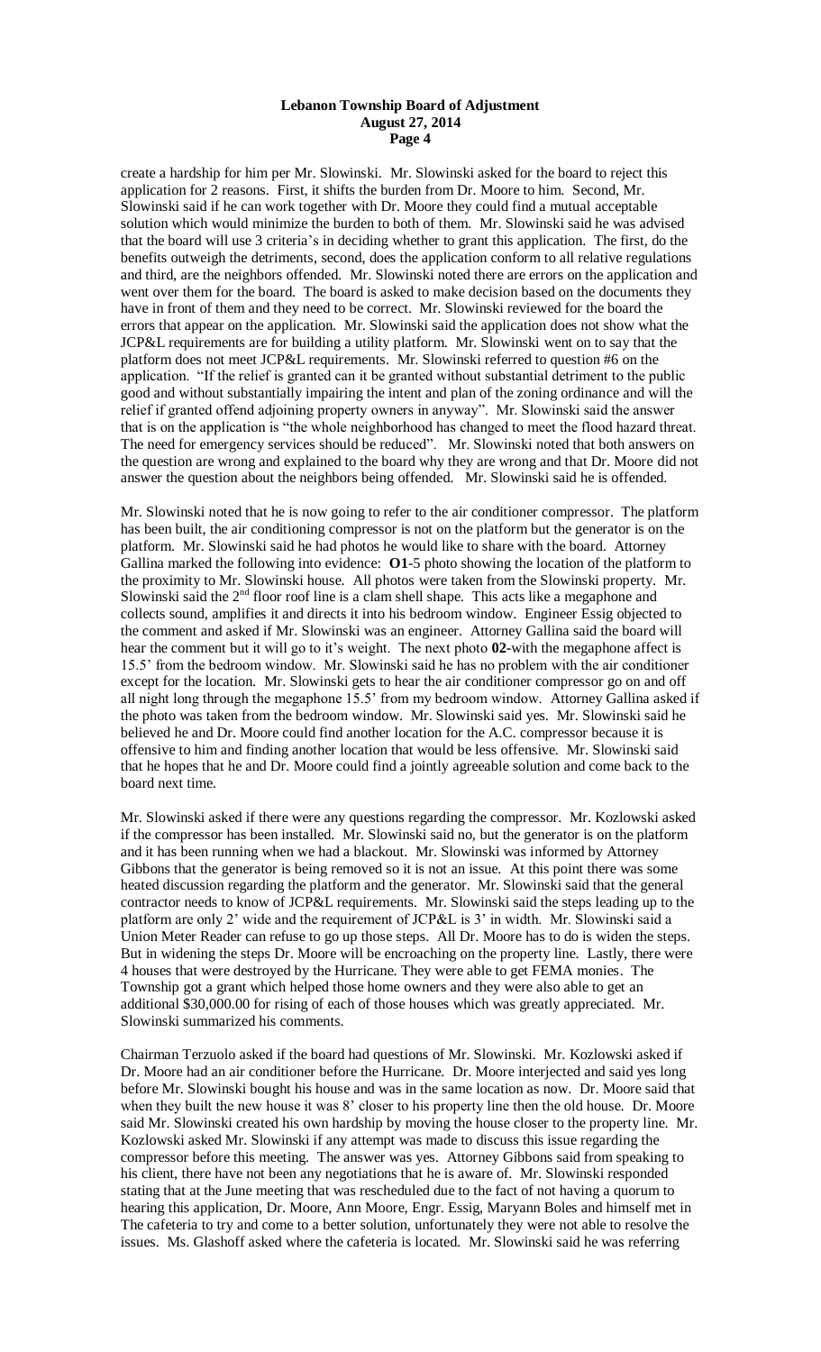create a hardship for him per Mr. Slowinski. Mr. Slowinski asked for the board to reject this application for 2 reasons. First, it shifts the burden from Dr. Moore to him. Second, Mr. Slowinski said if he can work together with Dr. Moore they could find a mutual acceptable solution which would minimize the burden to both of them. Mr. Slowinski said he was advised that the board will use 3 criteria's in deciding whether to grant this application. The first, do the benefits outweigh the detriments, second, does the application conform to all relative regulations and third, are the neighbors offended. Mr. Slowinski noted there are errors on the application and went over them for the board. The board is asked to make decision based on the documents they have in front of them and they need to be correct. Mr. Slowinski reviewed for the board the errors that appear on the application. Mr. Slowinski said the application does not show what the JCP&L requirements are for building a utility platform. Mr. Slowinski went on to say that the platform does not meet JCP&L requirements. Mr. Slowinski referred to question #6 on the application. "If the relief is granted can it be granted without substantial detriment to the public good and without substantially impairing the intent and plan of the zoning ordinance and will the relief if granted offend adjoining property owners in anyway". Mr. Slowinski said the answer that is on the application is "the whole neighborhood has changed to meet the flood hazard threat. The need for emergency services should be reduced". Mr. Slowinski noted that both answers on the question are wrong and explained to the board why they are wrong and that Dr. Moore did not answer the question about the neighbors being offended. Mr. Slowinski said he is offended.

Mr. Slowinski noted that he is now going to refer to the air conditioner compressor. The platform has been built, the air conditioning compressor is not on the platform but the generator is on the platform. Mr. Slowinski said he had photos he would like to share with the board. Attorney Gallina marked the following into evidence: **O1**-5 photo showing the location of the platform to the proximity to Mr. Slowinski house. All photos were taken from the Slowinski property. Mr. Slowinski said the 2nd floor roof line is a clam shell shape. This acts like a megaphone and collects sound, amplifies it and directs it into his bedroom window. Engineer Essig objected to the comment and asked if Mr. Slowinski was an engineer. Attorney Gallina said the board will hear the comment but it will go to it's weight. The next photo **02-**with the megaphone affect is 15.5' from the bedroom window. Mr. Slowinski said he has no problem with the air conditioner except for the location. Mr. Slowinski gets to hear the air conditioner compressor go on and off all night long through the megaphone 15.5' from my bedroom window. Attorney Gallina asked if the photo was taken from the bedroom window. Mr. Slowinski said yes. Mr. Slowinski said he believed he and Dr. Moore could find another location for the A.C. compressor because it is offensive to him and finding another location that would be less offensive. Mr. Slowinski said that he hopes that he and Dr. Moore could find a jointly agreeable solution and come back to the board next time.

Mr. Slowinski asked if there were any questions regarding the compressor. Mr. Kozlowski asked if the compressor has been installed. Mr. Slowinski said no, but the generator is on the platform and it has been running when we had a blackout. Mr. Slowinski was informed by Attorney Gibbons that the generator is being removed so it is not an issue. At this point there was some heated discussion regarding the platform and the generator. Mr. Slowinski said that the general contractor needs to know of JCP&L requirements. Mr. Slowinski said the steps leading up to the platform are only 2' wide and the requirement of JCP&L is 3' in width. Mr. Slowinski said a Union Meter Reader can refuse to go up those steps. All Dr. Moore has to do is widen the steps. But in widening the steps Dr. Moore will be encroaching on the property line. Lastly, there were 4 houses that were destroyed by the Hurricane. They were able to get FEMA monies. The Township got a grant which helped those home owners and they were also able to get an additional $30,000.00 for rising of each of those houses which was greatly appreciated. Mr. Slowinski summarized his comments.

Chairman Terzuolo asked if the board had questions of Mr. Slowinski. Mr. Kozlowski asked if Dr. Moore had an air conditioner before the Hurricane. Dr. Moore interjected and said yes long before Mr. Slowinski bought his house and was in the same location as now. Dr. Moore said that when they built the new house it was 8' closer to his property line then the old house. Dr. Moore said Mr. Slowinski created his own hardship by moving the house closer to the property line. Mr. Kozlowski asked Mr. Slowinski if any attempt was made to discuss this issue regarding the compressor before this meeting. The answer was yes. Attorney Gibbons said from speaking to his client, there have not been any negotiations that he is aware of. Mr. Slowinski responded stating that at the June meeting that was rescheduled due to the fact of not having a quorum to hearing this application, Dr. Moore, Ann Moore, Engr. Essig, Maryann Boles and himself met in The cafeteria to try and come to a better solution, unfortunately they were not able to resolve the issues. Ms. Glashoff asked where the cafeteria is located. Mr. Slowinski said he was referring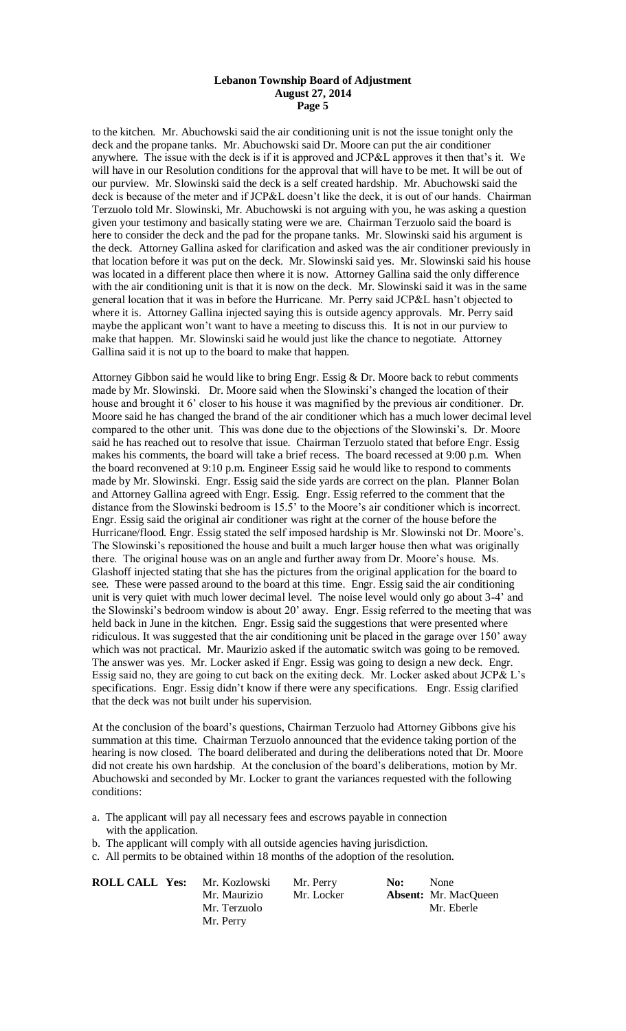to the kitchen. Mr. Abuchowski said the air conditioning unit is not the issue tonight only the deck and the propane tanks. Mr. Abuchowski said Dr. Moore can put the air conditioner anywhere. The issue with the deck is if it is approved and JCP&L approves it then that's it. We will have in our Resolution conditions for the approval that will have to be met. It will be out of our purview. Mr. Slowinski said the deck is a self created hardship. Mr. Abuchowski said the deck is because of the meter and if JCP&L doesn't like the deck, it is out of our hands. Chairman Terzuolo told Mr. Slowinski, Mr. Abuchowski is not arguing with you, he was asking a question given your testimony and basically stating were we are. Chairman Terzuolo said the board is here to consider the deck and the pad for the propane tanks. Mr. Slowinski said his argument is the deck. Attorney Gallina asked for clarification and asked was the air conditioner previously in that location before it was put on the deck. Mr. Slowinski said yes. Mr. Slowinski said his house was located in a different place then where it is now. Attorney Gallina said the only difference with the air conditioning unit is that it is now on the deck. Mr. Slowinski said it was in the same general location that it was in before the Hurricane. Mr. Perry said JCP&L hasn't objected to where it is. Attorney Gallina injected saying this is outside agency approvals. Mr. Perry said maybe the applicant won't want to have a meeting to discuss this. It is not in our purview to make that happen. Mr. Slowinski said he would just like the chance to negotiate. Attorney Gallina said it is not up to the board to make that happen.

Attorney Gibbon said he would like to bring Engr. Essig & Dr. Moore back to rebut comments made by Mr. Slowinski. Dr. Moore said when the Slowinski's changed the location of their house and brought it 6' closer to his house it was magnified by the previous air conditioner. Dr. Moore said he has changed the brand of the air conditioner which has a much lower decimal level compared to the other unit. This was done due to the objections of the Slowinski's. Dr. Moore said he has reached out to resolve that issue. Chairman Terzuolo stated that before Engr. Essig makes his comments, the board will take a brief recess. The board recessed at 9:00 p.m. When the board reconvened at 9:10 p.m. Engineer Essig said he would like to respond to comments made by Mr. Slowinski. Engr. Essig said the side yards are correct on the plan. Planner Bolan and Attorney Gallina agreed with Engr. Essig. Engr. Essig referred to the comment that the distance from the Slowinski bedroom is 15.5' to the Moore's air conditioner which is incorrect. Engr. Essig said the original air conditioner was right at the corner of the house before the Hurricane/flood. Engr. Essig stated the self imposed hardship is Mr. Slowinski not Dr. Moore's. The Slowinski's repositioned the house and built a much larger house then what was originally there. The original house was on an angle and further away from Dr. Moore's house. Ms. Glashoff injected stating that she has the pictures from the original application for the board to see. These were passed around to the board at this time. Engr. Essig said the air conditioning unit is very quiet with much lower decimal level. The noise level would only go about 3-4' and the Slowinski's bedroom window is about 20' away. Engr. Essig referred to the meeting that was held back in June in the kitchen. Engr. Essig said the suggestions that were presented where ridiculous. It was suggested that the air conditioning unit be placed in the garage over 150' away which was not practical. Mr. Maurizio asked if the automatic switch was going to be removed. The answer was yes. Mr. Locker asked if Engr. Essig was going to design a new deck. Engr. Essig said no, they are going to cut back on the exiting deck. Mr. Locker asked about JCP& L's specifications. Engr. Essig didn't know if there were any specifications. Engr. Essig clarified that the deck was not built under his supervision.

At the conclusion of the board's questions, Chairman Terzuolo had Attorney Gibbons give his summation at this time. Chairman Terzuolo announced that the evidence taking portion of the hearing is now closed. The board deliberated and during the deliberations noted that Dr. Moore did not create his own hardship. At the conclusion of the board's deliberations, motion by Mr. Abuchowski and seconded by Mr. Locker to grant the variances requested with the following conditions:

a. The applicant will pay all necessary fees and escrows payable in connection with the application.
b. The applicant will comply with all outside agencies having jurisdiction.
c. All permits to be obtained within 18 months of the adoption of the resolution.

| **ROLL CALL Yes:** | | | | |
|---|---|---|---|---|
| Mr. Kozlowski | Mr. Perry | **No:** | None | |
| Mr. Maurizio | Mr. Locker | **Absent:** | Mr. MacQueen | |
| Mr. Terzuolo | | | Mr. Eberle | |
| Mr. Perry | | | | |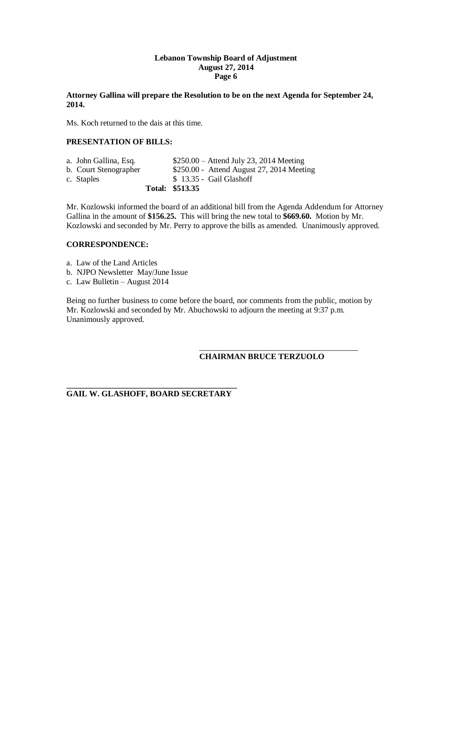**Attorney Gallina will prepare the Resolution to be on the next Agenda for September 24, 2014.**

Ms. Koch returned to the dais at this time.

**PRESENTATION OF BILLS:**

| | | |
|---|---|---|
| a. John Gallina, Esq. | | $250.00 – Attend July 23, 2014 Meeting |
| b. Court Stenographer | | $250.00 - Attend August 27, 2014 Meeting |
| c. Staples | | $ 13.35 - Gail Glashoff |
| | **Total:** | **$513.35** |

Mr. Kozlowski informed the board of an additional bill from the Agenda Addendum for Attorney Gallina in the amount of **$156.25.** This will bring the new total to **$669.60.** Motion by Mr. Kozlowski and seconded by Mr. Perry to approve the bills as amended. Unanimously approved.

**CORRESPONDENCE:**

a. Law of the Land Articles
b. NJPO Newsletter May/June Issue
c. Law Bulletin – August 2014

Being no further business to come before the board, nor comments from the public, motion by Mr. Kozlowski and seconded by Mr. Abuchowski to adjourn the meeting at 9:37 p.m. Unanimously approved.

\_\_\_\_\_\_\_\_\_\_\_\_\_\_\_\_\_\_\_\_\_\_\_\_\_\_\_\_\_\_\_\_\_\_\_\_\_\_\_\_
**CHAIRMAN BRUCE TERZUOLO**

\_\_\_\_\_\_\_\_\_\_\_\_\_\_\_\_\_\_\_\_\_\_\_\_\_\_\_\_\_\_\_\_\_\_\_\_\_\_\_\_
**GAIL W. GLASHOFF, BOARD SECRETARY**